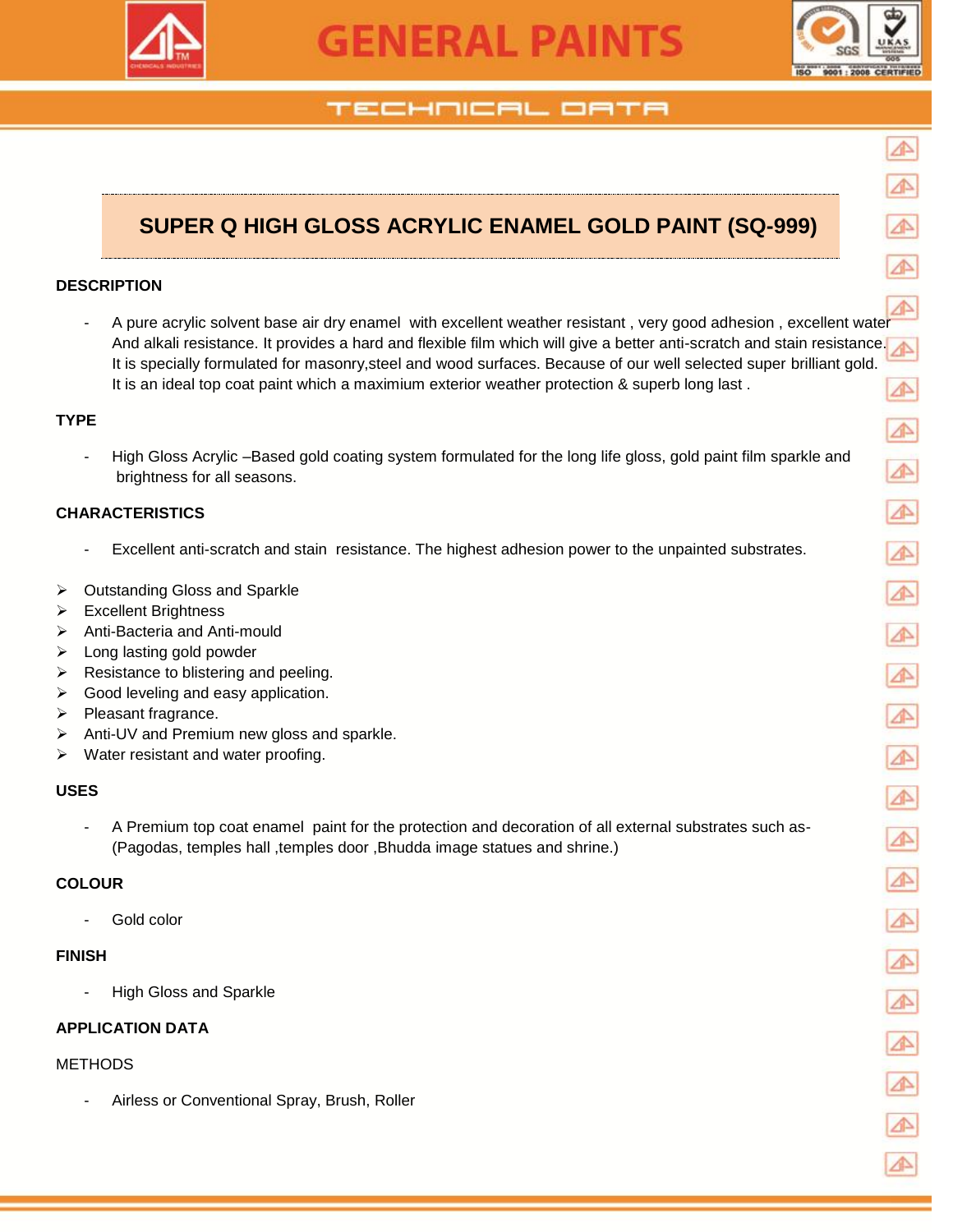# SUPER Q HIGH GLOSS ACRYLIC ENAMEL GOLD PAINT (SQ-999)

## DESCRIPTION

- A pure acrylic solvent base air dry enamel with excellent weather resistant , very good adhesion , excellent water And alkali resistance. It provides a hard and flexible film which will give a better anti-scratch and stain resistance. It is specially formulated for masonry,steel and wood surfaces. Because of our well selected super brilliant gold. It is an ideal top coat paint which a maximium exterior weather protection & superb long last .

## TYPE

- High Gloss Acrylic –Based gold coating system formulated for the long life gloss, gold paint film sparkle and brightness for all seasons.

## CHARACTERISTICS

- Excellent anti-scratch and stain resistance. The highest adhesion power to the unpainted substrates.

- Outstanding Gloss and Sparkle
- Excellent Brightness
- Anti-Bacteria and Anti-mould
- Long lasting gold powder
- Resistance to blistering and peeling.
- Good leveling and easy application.
- Pleasant fragrance.
- Anti-UV and Premium new gloss and sparkle.
- Water resistant and water proofing.

## USES

- A Premium top coat enamel paint for the protection and decoration of all external substrates such as-(Pagodas, temples hall ,temples door ,Bhudda image statues and shrine.)

## COLOUR

- Gold color

## FINISH

- High Gloss and Sparkle

## APPLICATION DATA

METHODS

- Airless or Conventional Spray, Brush, Roller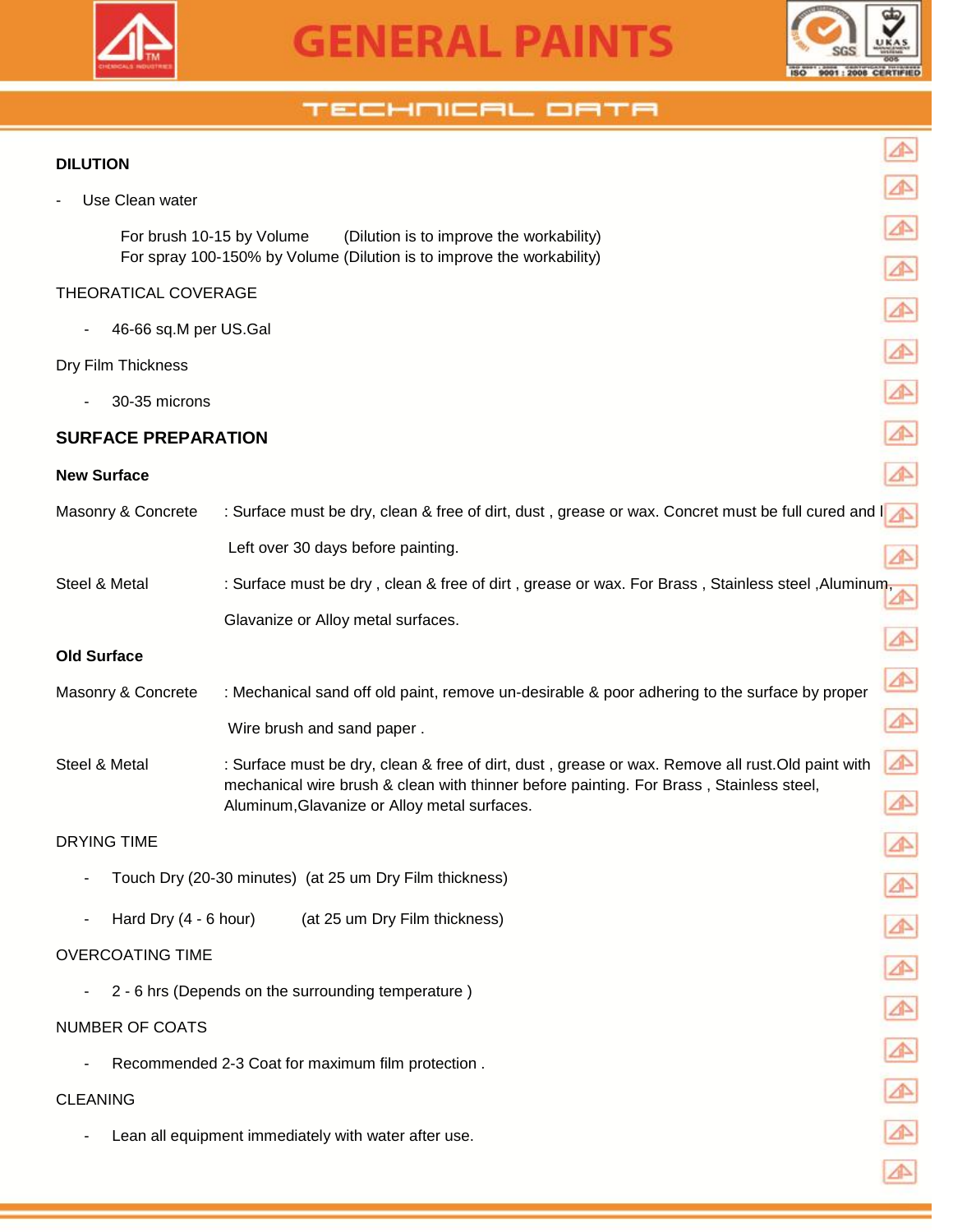**DILUTION**

- Use Clean water

  For brush 10-15 by Volume (Dilution is to improve the workability)
  For spray 100-150% by Volume (Dilution is to improve the workability)

THEORATICAL COVERAGE

- 46-66 sq.M per US.Gal

Dry Film Thickness

- 30-35 microns

## SURFACE PREPARATION

**New Surface**

Masonry & Concrete : Surface must be dry, clean & free of dirt, dust , grease or wax. Concret must be full cured and l Left over 30 days before painting.

Steel & Metal : Surface must be dry , clean & free of dirt , grease or wax. For Brass , Stainless steel ,Aluminum, Glavanize or Alloy metal surfaces.

**Old Surface**

Masonry & Concrete : Mechanical sand off old paint, remove un-desirable & poor adhering to the surface by proper Wire brush and sand paper .

Steel & Metal : Surface must be dry, clean & free of dirt, dust , grease or wax. Remove all rust.Old paint with mechanical wire brush & clean with thinner before painting. For Brass , Stainless steel, Aluminum,Glavanize or Alloy metal surfaces.

DRYING TIME

- Touch Dry (20-30 minutes) (at 25 um Dry Film thickness)
- Hard Dry (4 - 6 hour) (at 25 um Dry Film thickness)

OVERCOATING TIME

- 2 - 6 hrs (Depends on the surrounding temperature )

NUMBER OF COATS

- Recommended 2-3 Coat for maximum film protection .

CLEANING

- Lean all equipment immediately with water after use.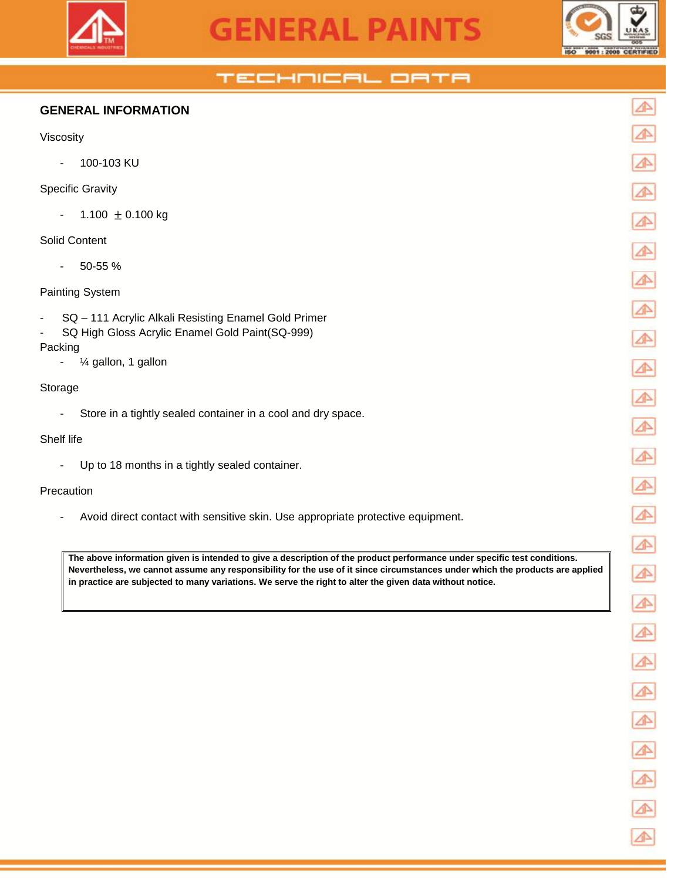## GENERAL INFORMATION

Viscosity

- 100-103 KU

Specific Gravity

- 1.100 $\pm$ 0.100 kg

Solid Content

- 50-55 %

Painting System

- SQ – 111 Acrylic Alkali Resisting Enamel Gold Primer
- SQ High Gloss Acrylic Enamel Gold Paint(SQ-999)

Packing

- ¼ gallon, 1 gallon

Storage

- Store in a tightly sealed container in a cool and dry space.

Shelf life

- Up to 18 months in a tightly sealed container.

Precaution

- Avoid direct contact with sensitive skin. Use appropriate protective equipment.

**The above information given is intended to give a description of the product performance under specific test conditions. Nevertheless, we cannot assume any responsibility for the use of it since circumstances under which the products are applied in practice are subjected to many variations. We serve the right to alter the given data without notice.**